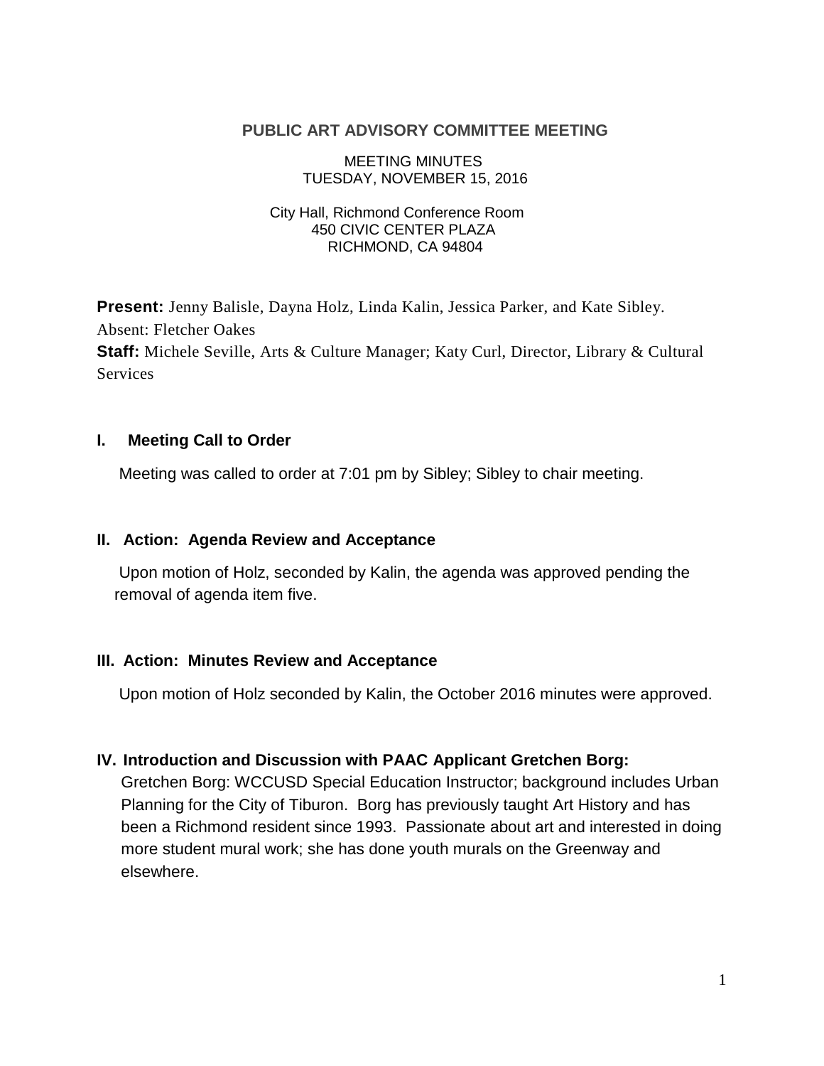# PUBLIC ART ADVISORY COMMITTEE MEETING

MEETING MINUTES
TUESDAY, NOVEMBER 15, 2016

City Hall, Richmond Conference Room
450 CIVIC CENTER PLAZA
RICHMOND, CA 94804

**Present:** Jenny Balisle, Dayna Holz, Linda Kalin, Jessica Parker, and Kate Sibley.
Absent: Fletcher Oakes
**Staff:** Michele Seville, Arts & Culture Manager; Katy Curl, Director, Library & Cultural Services

## I. Meeting Call to Order

Meeting was called to order at 7:01 pm by Sibley; Sibley to chair meeting.

## II. Action: Agenda Review and Acceptance

Upon motion of Holz, seconded by Kalin, the agenda was approved pending the removal of agenda item five.

## III. Action: Minutes Review and Acceptance

Upon motion of Holz seconded by Kalin, the October 2016 minutes were approved.

## IV. Introduction and Discussion with PAAC Applicant Gretchen Borg:

Gretchen Borg: WCCUSD Special Education Instructor; background includes Urban Planning for the City of Tiburon. Borg has previously taught Art History and has been a Richmond resident since 1993. Passionate about art and interested in doing more student mural work; she has done youth murals on the Greenway and elsewhere.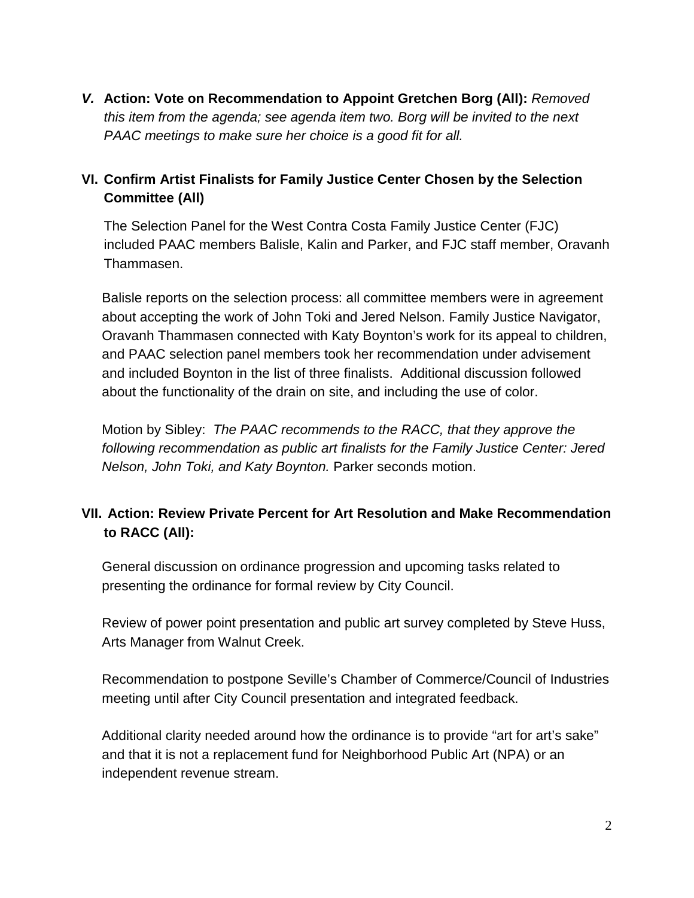***V.*** **Action: Vote on Recommendation to Appoint Gretchen Borg (All):** *Removed this item from the agenda; see agenda item two. Borg will be invited to the next PAAC meetings to make sure her choice is a good fit for all.*

**VI. Confirm Artist Finalists for Family Justice Center Chosen by the Selection Committee (All)**

The Selection Panel for the West Contra Costa Family Justice Center (FJC) included PAAC members Balisle, Kalin and Parker, and FJC staff member, Oravanh Thammasen.

Balisle reports on the selection process: all committee members were in agreement about accepting the work of John Toki and Jered Nelson. Family Justice Navigator, Oravanh Thammasen connected with Katy Boynton's work for its appeal to children, and PAAC selection panel members took her recommendation under advisement and included Boynton in the list of three finalists. Additional discussion followed about the functionality of the drain on site, and including the use of color.

Motion by Sibley: *The PAAC recommends to the RACC, that they approve the following recommendation as public art finalists for the Family Justice Center: Jered Nelson, John Toki, and Katy Boynton.* Parker seconds motion.

**VII. Action: Review Private Percent for Art Resolution and Make Recommendation to RACC (All):**

General discussion on ordinance progression and upcoming tasks related to presenting the ordinance for formal review by City Council.

Review of power point presentation and public art survey completed by Steve Huss, Arts Manager from Walnut Creek.

Recommendation to postpone Seville's Chamber of Commerce/Council of Industries meeting until after City Council presentation and integrated feedback.

Additional clarity needed around how the ordinance is to provide "art for art's sake" and that it is not a replacement fund for Neighborhood Public Art (NPA) or an independent revenue stream.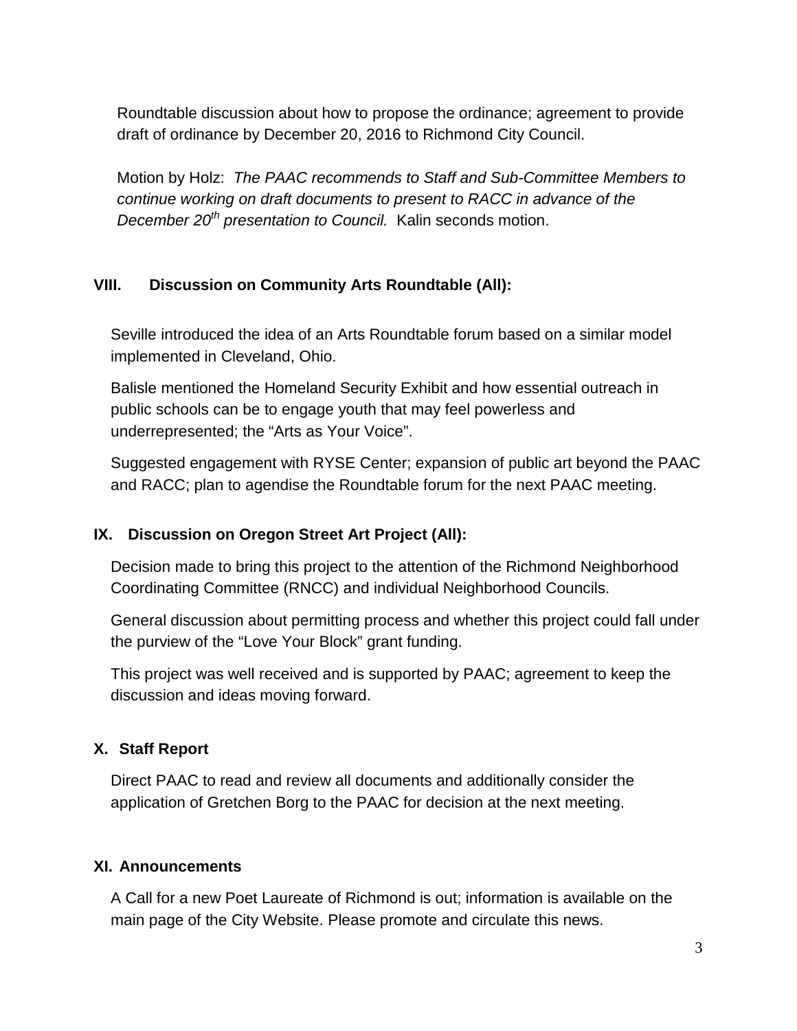Roundtable discussion about how to propose the ordinance; agreement to provide draft of ordinance by December 20, 2016 to Richmond City Council.

Motion by Holz: *The PAAC recommends to Staff and Sub-Committee Members to continue working on draft documents to present to RACC in advance of the December 20th presentation to Council.* Kalin seconds motion.

## VIII. Discussion on Community Arts Roundtable (All):

Seville introduced the idea of an Arts Roundtable forum based on a similar model implemented in Cleveland, Ohio.

Balisle mentioned the Homeland Security Exhibit and how essential outreach in public schools can be to engage youth that may feel powerless and underrepresented; the “Arts as Your Voice”.

Suggested engagement with RYSE Center; expansion of public art beyond the PAAC and RACC; plan to agendise the Roundtable forum for the next PAAC meeting.

## IX. Discussion on Oregon Street Art Project (All):

Decision made to bring this project to the attention of the Richmond Neighborhood Coordinating Committee (RNCC) and individual Neighborhood Councils.

General discussion about permitting process and whether this project could fall under the purview of the “Love Your Block” grant funding.

This project was well received and is supported by PAAC; agreement to keep the discussion and ideas moving forward.

## X. Staff Report

Direct PAAC to read and review all documents and additionally consider the application of Gretchen Borg to the PAAC for decision at the next meeting.

## XI. Announcements

A Call for a new Poet Laureate of Richmond is out; information is available on the main page of the City Website. Please promote and circulate this news.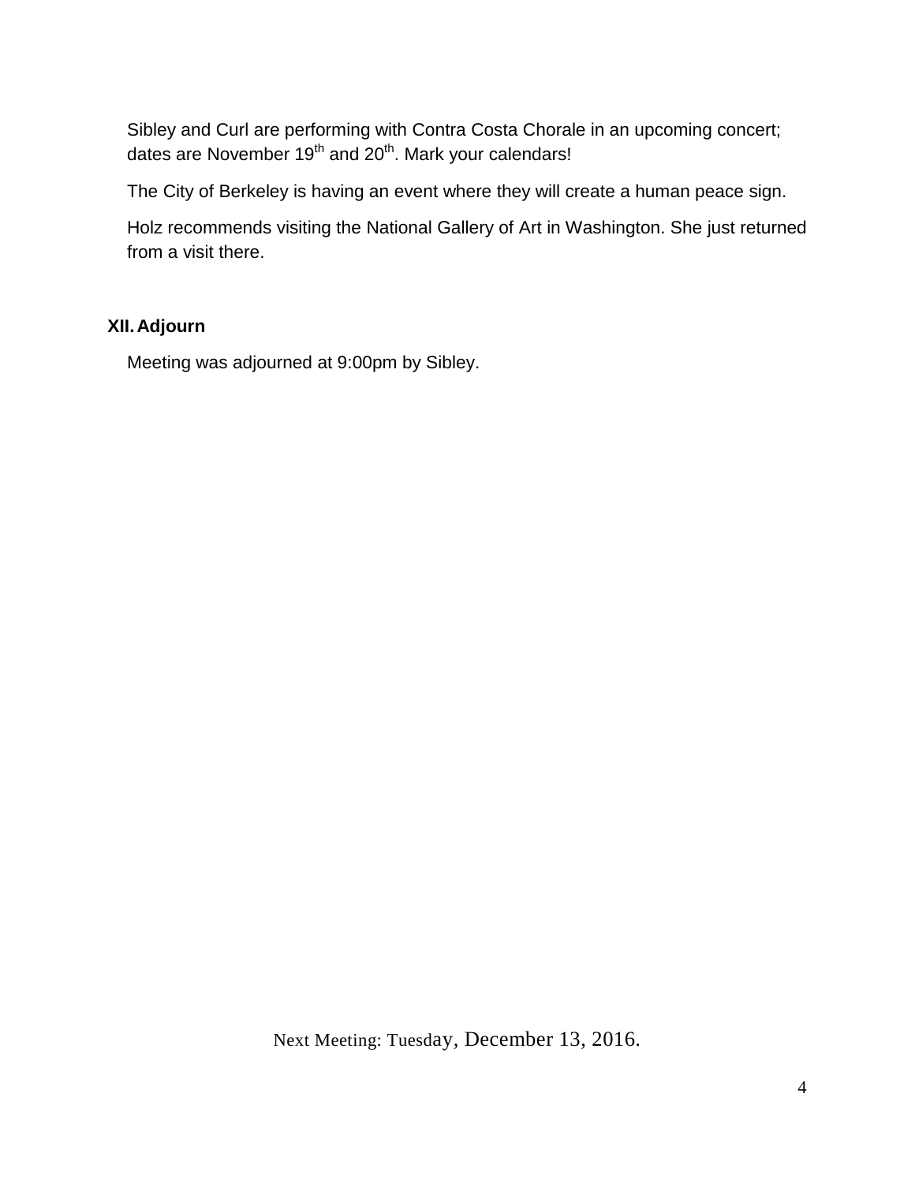Sibley and Curl are performing with Contra Costa Chorale in an upcoming concert; dates are November 19th and 20th. Mark your calendars!

The City of Berkeley is having an event where they will create a human peace sign.

Holz recommends visiting the National Gallery of Art in Washington. She just returned from a visit there.

## XII. Adjourn

Meeting was adjourned at 9:00pm by Sibley.

Next Meeting: Tuesday, December 13, 2016.